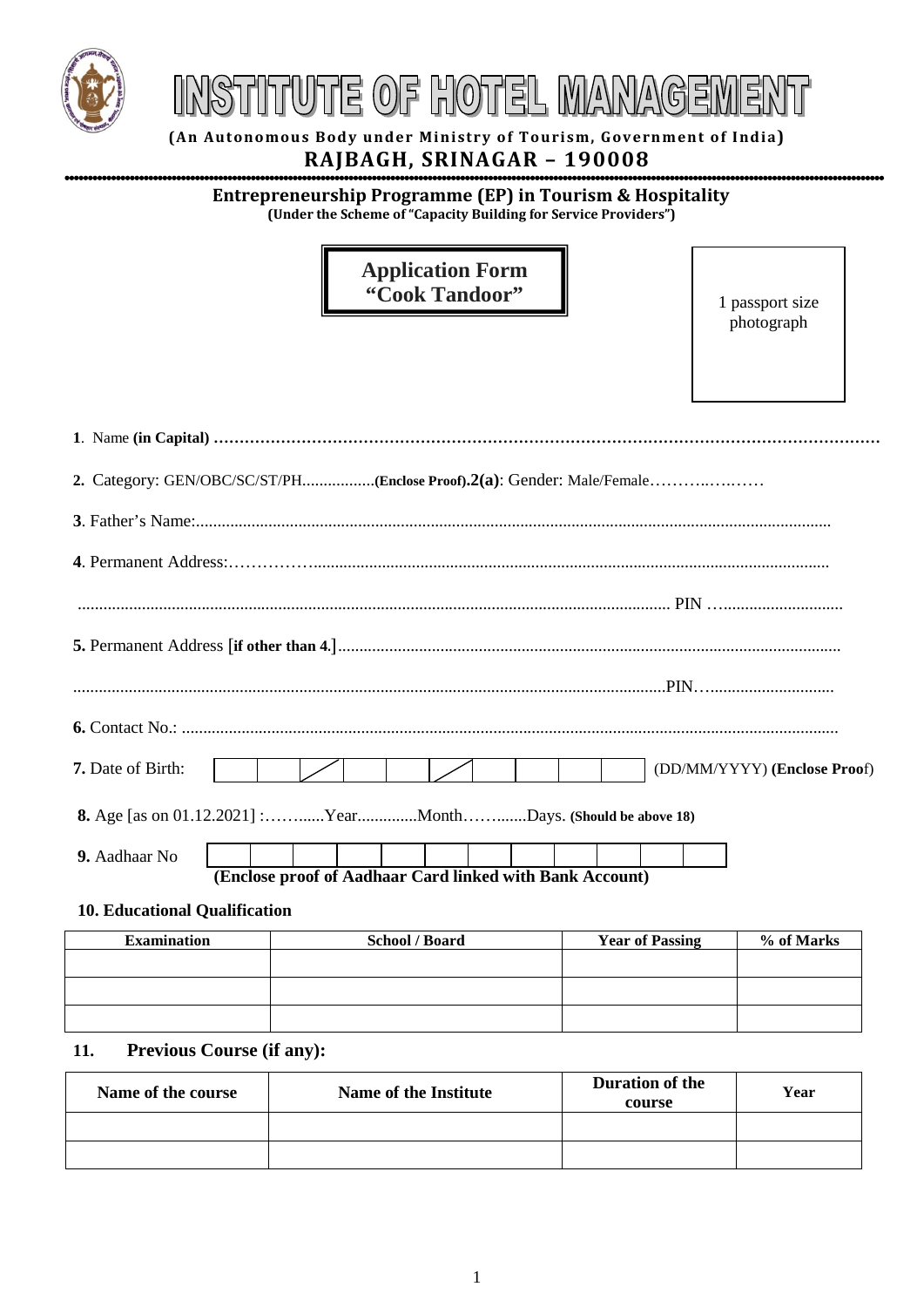# INSTITUTE OF HOTEL MANAGEMENT

**(An Autonomous Body under Ministry of Tourism, Government of India)**

**RAJBAGH, SRINAGAR – 190008**

## Entrepreneurship Programme (EP) in Tourism & Hospitality

**(Under the Scheme of "Capacity Building for Service Providers")**

### Application Form "Cook Tandoor"

1 passport size photograph

**1**. Name **(in Capital)** ……………………………………………………………………………………………………………

**2.** Category: GEN/OBC/SC/ST/PH.................**(Enclose Proof).2(a)**: Gender: Male/Female……….………

**3**. Father's Name:.......................................................................................................................................

**4**. Permanent Address:.……………........................................................................................................

............................................................................................................................... PIN …...........................

**5.** Permanent Address [**if other than 4**.]....................................................................................................

...............................................................................................................................PIN…............................

**6.** Contact No.: .......................................................................................................................................

**7.** Date of Birth: | | / | | / | | | | (DD/MM/YYYY) **(Enclose Proof)**

**8.** Age [as on 01.12.2021] :……......Year..............Month……........Days. **(Should be above 18)**

**9.** Aadhaar No | | | | | | | | | | | | |

**(Enclose proof of Aadhaar Card linked with Bank Account)**

**10. Educational Qualification**

| Examination | School / Board | Year of Passing | % of Marks |
|---|---|---|---|
| | | | |
| | | | |
| | | | |

**11. Previous Course (if any):**

| Name of the course | Name of the Institute | Duration of the course | Year |
|---|---|---|---|
| | | | |
| | | | |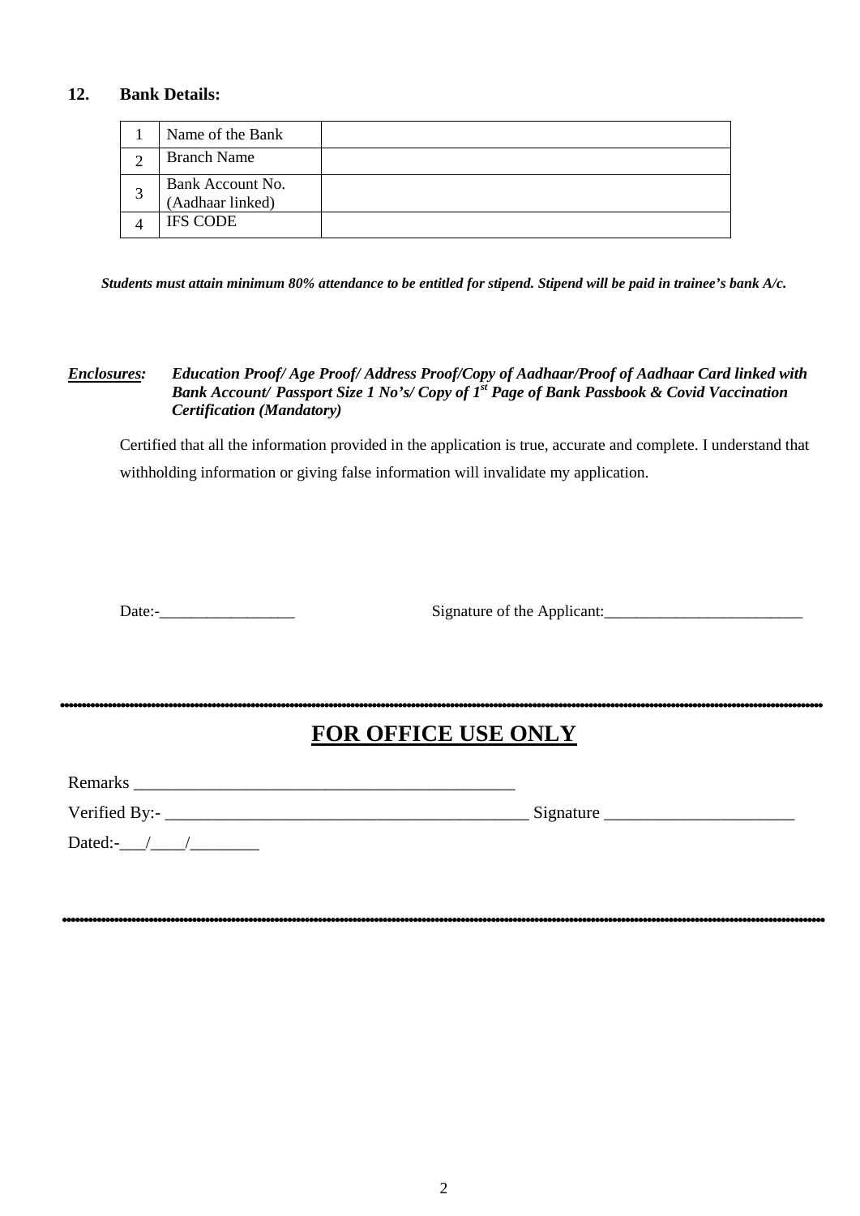**12. Bank Details:**

| | | |
|---|---|---|
| 1 | Name of the Bank | |
| 2 | Branch Name | |
| 3 | Bank Account No. (Aadhaar linked) | |
| 4 | IFS CODE | |

***Students must attain minimum 80% attendance to be entitled for stipend. Stipend will be paid in trainee's bank A/c.***

***Enclosures:*** ***Education Proof/ Age Proof/ Address Proof/Copy of Aadhaar/Proof of Aadhaar Card linked with Bank Account/ Passport Size 1 No's/ Copy of 1st Page of Bank Passbook & Covid Vaccination Certification (Mandatory)***

Certified that all the information provided in the application is true, accurate and complete. I understand that withholding information or giving false information will invalidate my application.

Date:-_________________ Signature of the Applicant:_________________________

## FOR OFFICE USE ONLY

Remarks ______________________________________________

Verified By:- __________________________________________ Signature ______________________

Dated:-___/____/________